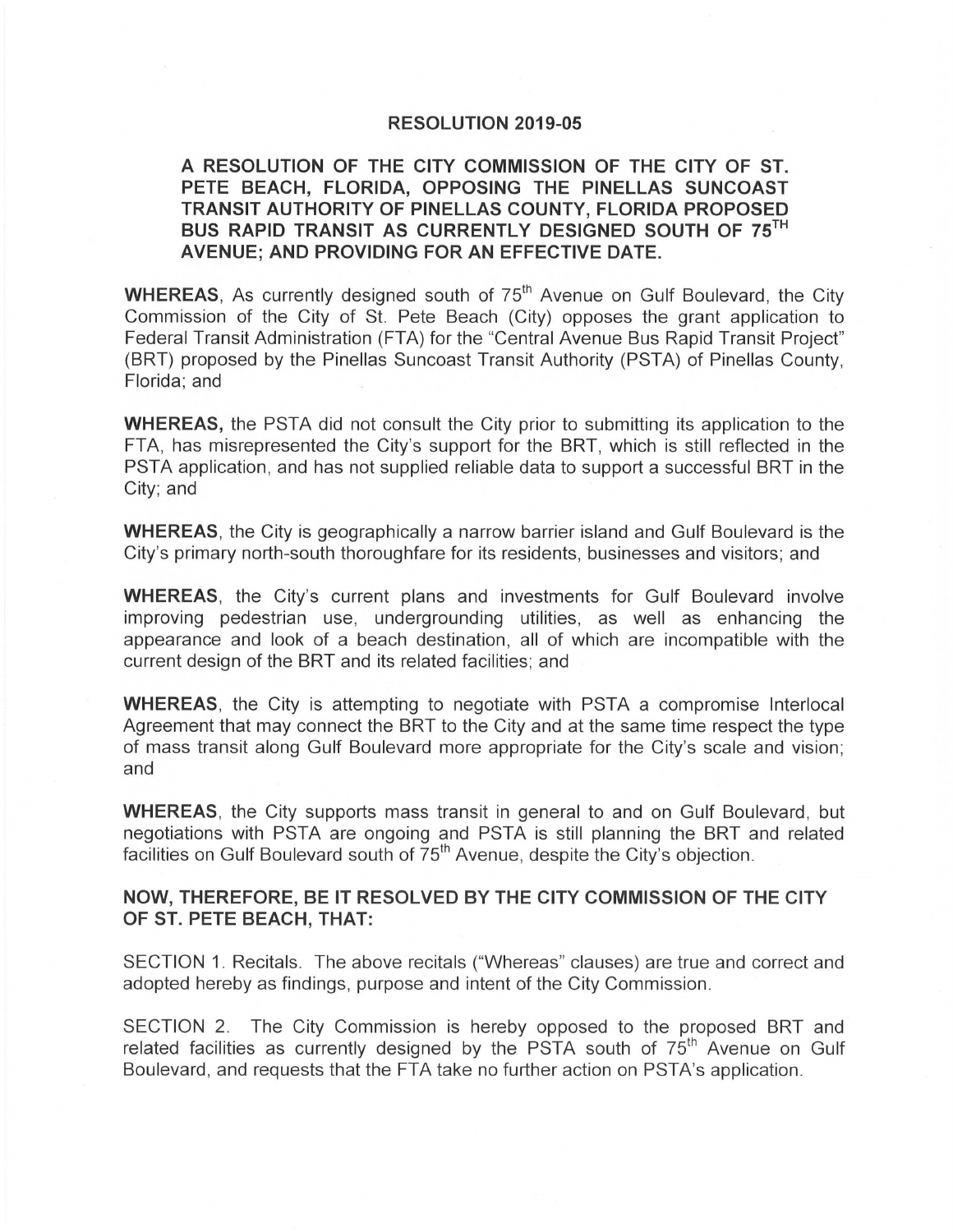# RESOLUTION 2019-05

## A RESOLUTION OF THE CITY COMMISSION OF THE CITY OF ST. PETE BEACH, FLORIDA, OPPOSING THE PINELLAS SUNCOAST TRANSIT AUTHORITY OF PINELLAS COUNTY, FLORIDA PROPOSED BUS RAPID TRANSIT AS CURRENTLY DESIGNED SOUTH OF 75TH AVENUE; AND PROVIDING FOR AN EFFECTIVE DATE.

**WHEREAS**, As currently designed south of 75th Avenue on Gulf Boulevard, the City Commission of the City of St. Pete Beach (City) opposes the grant application to Federal Transit Administration (FTA) for the "Central Avenue Bus Rapid Transit Project" (BRT) proposed by the Pinellas Suncoast Transit Authority (PSTA) of Pinellas County, Florida; and

**WHEREAS,** the PSTA did not consult the City prior to submitting its application to the FTA, has misrepresented the City's support for the BRT, which is still reflected in the PSTA application, and has not supplied reliable data to support a successful BRT in the City; and

**WHEREAS**, the City is geographically a narrow barrier island and Gulf Boulevard is the City's primary north-south thoroughfare for its residents, businesses and visitors; and

**WHEREAS**, the City's current plans and investments for Gulf Boulevard involve improving pedestrian use, undergrounding utilities, as well as enhancing the appearance and look of a beach destination, all of which are incompatible with the current design of the BRT and its related facilities; and

**WHEREAS**, the City is attempting to negotiate with PSTA a compromise Interlocal Agreement that may connect the BRT to the City and at the same time respect the type of mass transit along Gulf Boulevard more appropriate for the City's scale and vision; and

**WHEREAS**, the City supports mass transit in general to and on Gulf Boulevard, but negotiations with PSTA are ongoing and PSTA is still planning the BRT and related facilities on Gulf Boulevard south of 75th Avenue, despite the City's objection.

**NOW, THEREFORE, BE IT RESOLVED BY THE CITY COMMISSION OF THE CITY OF ST. PETE BEACH, THAT:**

SECTION 1. Recitals. The above recitals ("Whereas" clauses) are true and correct and adopted hereby as findings, purpose and intent of the City Commission.

SECTION 2. The City Commission is hereby opposed to the proposed BRT and related facilities as currently designed by the PSTA south of 75th Avenue on Gulf Boulevard, and requests that the FTA take no further action on PSTA's application.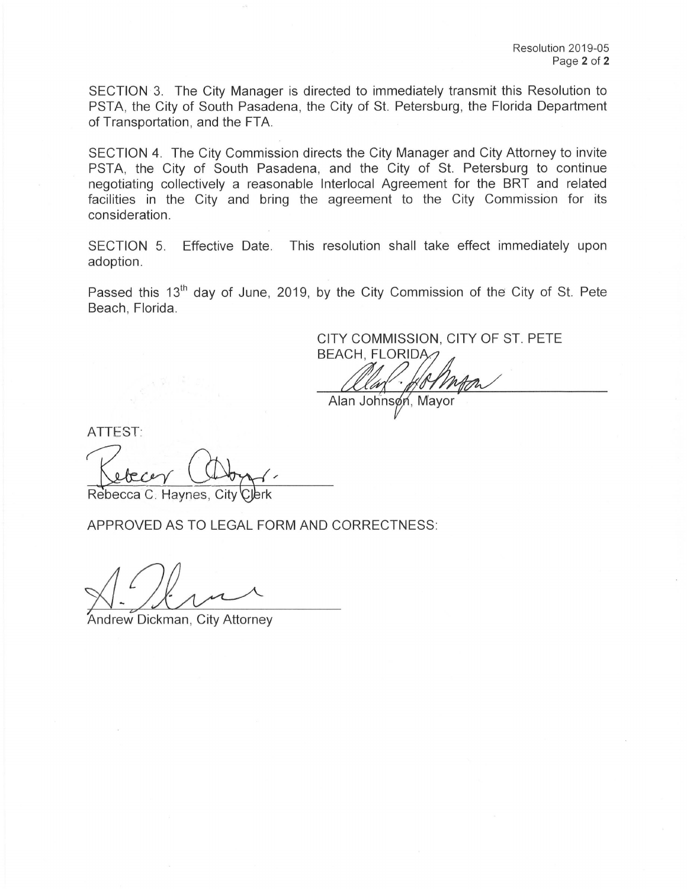SECTION 3. The City Manager is directed to immediately transmit this Resolution to PSTA, the City of South Pasadena, the City of St. Petersburg, the Florida Department of Transportation, and the FTA.

SECTION 4. The City Commission directs the City Manager and City Attorney to invite PSTA, the City of South Pasadena, and the City of St. Petersburg to continue negotiating collectively a reasonable Interlocal Agreement for the BRT and related facilities in the City and bring the agreement to the City Commission for its consideration.

SECTION 5. Effective Date. This resolution shall take effect immediately upon adoption.

Passed this 13th day of June, 2019, by the City Commission of the City of St. Pete Beach, Florida.

CITY COMMISSION, CITY OF ST. PETE BEACH, FLORIDA

Alan Johnson, Mayor

ATTEST:

Rebecca C. Haynes, City Clerk

APPROVED AS TO LEGAL FORM AND CORRECTNESS:

Andrew Dickman, City Attorney